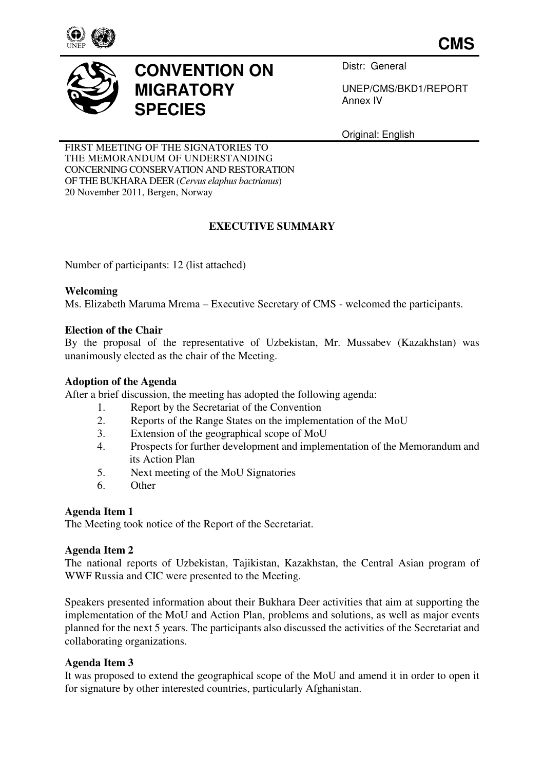**CMS**

# CONVENTION ON MIGRATORY SPECIES

Distr: General

UNEP/CMS/BKD1/REPORT
Annex IV

Original: English

FIRST MEETING OF THE SIGNATORIES TO THE MEMORANDUM OF UNDERSTANDING CONCERNING CONSERVATION AND RESTORATION OF THE BUKHARA DEER (*Cervus elaphus bactrianus*)
20 November 2011, Bergen, Norway

## EXECUTIVE SUMMARY

Number of participants: 12 (list attached)

**Welcoming**
Ms. Elizabeth Maruma Mrema – Executive Secretary of CMS - welcomed the participants.

**Election of the Chair**
By the proposal of the representative of Uzbekistan, Mr. Mussabev (Kazakhstan) was unanimously elected as the chair of the Meeting.

**Adoption of the Agenda**
After a brief discussion, the meeting has adopted the following agenda:

1. Report by the Secretariat of the Convention
2. Reports of the Range States on the implementation of the MoU
3. Extension of the geographical scope of MoU
4. Prospects for further development and implementation of the Memorandum and its Action Plan
5. Next meeting of the MoU Signatories
6. Other

**Agenda Item 1**
The Meeting took notice of the Report of the Secretariat.

**Agenda Item 2**
The national reports of Uzbekistan, Tajikistan, Kazakhstan, the Central Asian program of WWF Russia and CIC were presented to the Meeting.

Speakers presented information about their Bukhara Deer activities that aim at supporting the implementation of the MoU and Action Plan, problems and solutions, as well as major events planned for the next 5 years. The participants also discussed the activities of the Secretariat and collaborating organizations.

**Agenda Item 3**
It was proposed to extend the geographical scope of the MoU and amend it in order to open it for signature by other interested countries, particularly Afghanistan.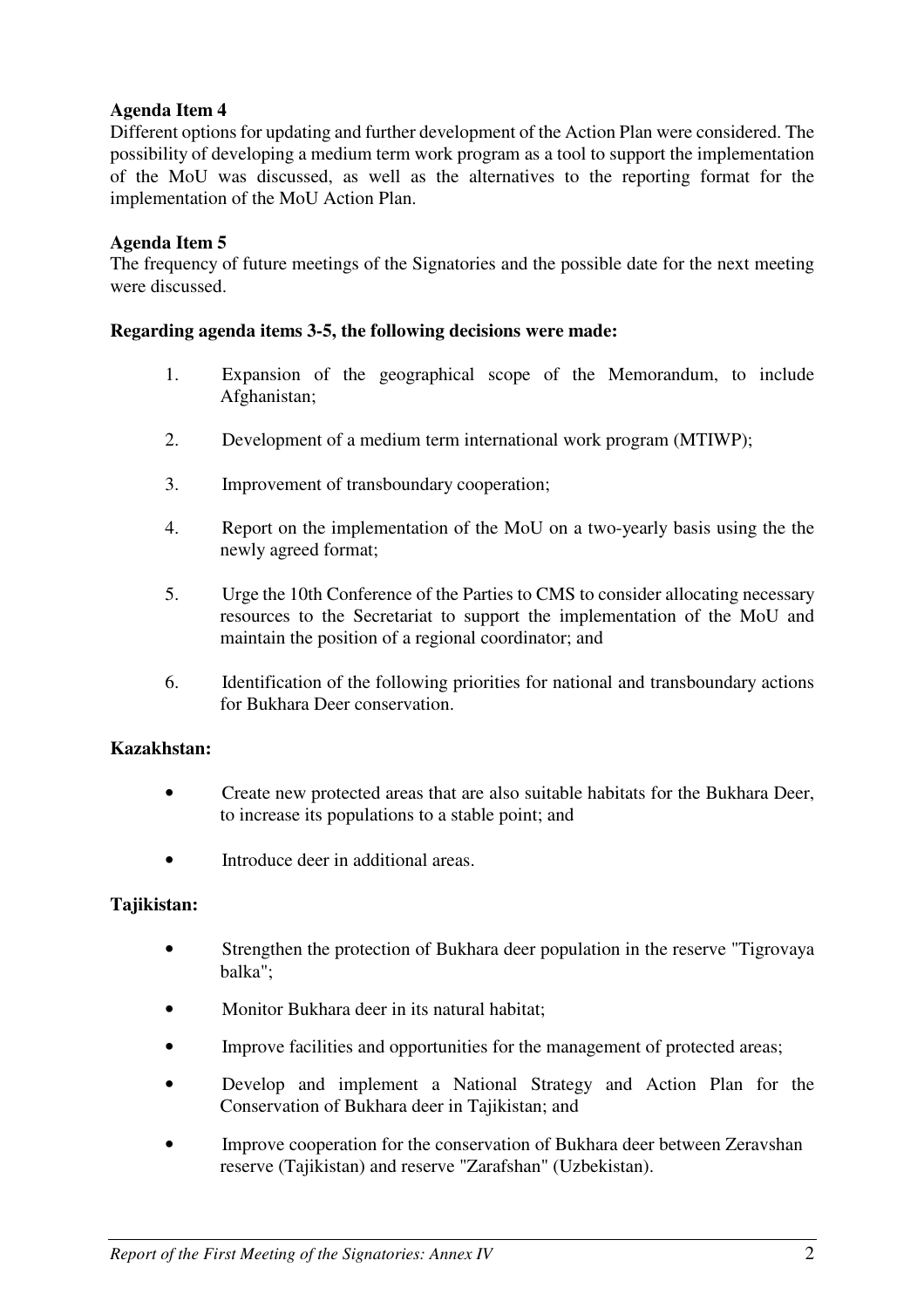**Agenda Item 4**

Different options for updating and further development of the Action Plan were considered. The possibility of developing a medium term work program as a tool to support the implementation of the MoU was discussed, as well as the alternatives to the reporting format for the implementation of the MoU Action Plan.

**Agenda Item 5**

The frequency of future meetings of the Signatories and the possible date for the next meeting were discussed.

**Regarding agenda items 3-5, the following decisions were made:**

1. Expansion of the geographical scope of the Memorandum, to include Afghanistan;

2. Development of a medium term international work program (MTIWP);

3. Improvement of transboundary cooperation;

4. Report on the implementation of the MoU on a two-yearly basis using the the newly agreed format;

5. Urge the 10th Conference of the Parties to CMS to consider allocating necessary resources to the Secretariat to support the implementation of the MoU and maintain the position of a regional coordinator; and

6. Identification of the following priorities for national and transboundary actions for Bukhara Deer conservation.

**Kazakhstan:**

- Create new protected areas that are also suitable habitats for the Bukhara Deer, to increase its populations to a stable point; and

- Introduce deer in additional areas.

**Tajikistan:**

- Strengthen the protection of Bukhara deer population in the reserve "Tigrovaya balka";

- Monitor Bukhara deer in its natural habitat;

- Improve facilities and opportunities for the management of protected areas;

- Develop and implement a National Strategy and Action Plan for the Conservation of Bukhara deer in Tajikistan; and

- Improve cooperation for the conservation of Bukhara deer between Zeravshan reserve (Tajikistan) and reserve "Zarafshan" (Uzbekistan).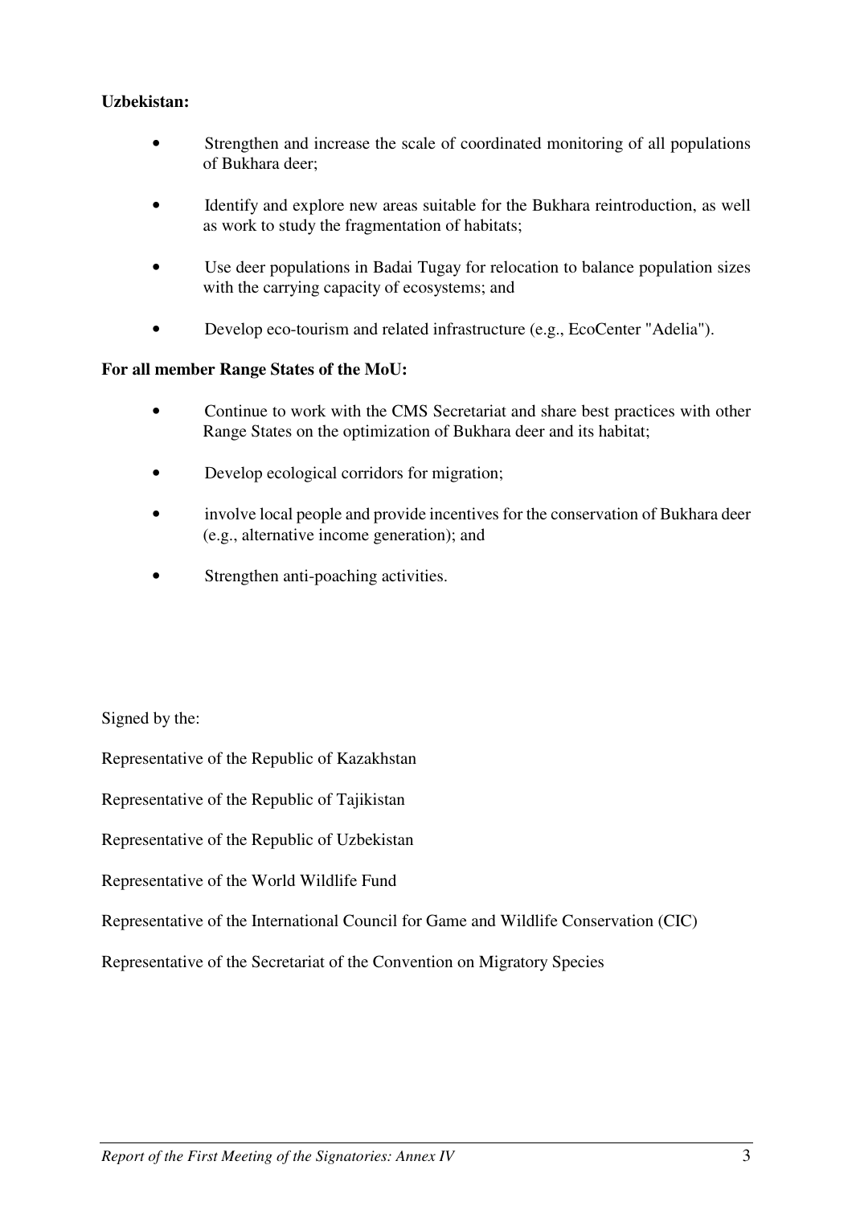**Uzbekistan:**

- Strengthen and increase the scale of coordinated monitoring of all populations of Bukhara deer;
- Identify and explore new areas suitable for the Bukhara reintroduction, as well as work to study the fragmentation of habitats;
- Use deer populations in Badai Tugay for relocation to balance population sizes with the carrying capacity of ecosystems; and
- Develop eco-tourism and related infrastructure (e.g., EcoCenter "Adelia").

**For all member Range States of the MoU:**

- Continue to work with the CMS Secretariat and share best practices with other Range States on the optimization of Bukhara deer and its habitat;
- Develop ecological corridors for migration;
- involve local people and provide incentives for the conservation of Bukhara deer (e.g., alternative income generation); and
- Strengthen anti-poaching activities.

Signed by the:

Representative of the Republic of Kazakhstan

Representative of the Republic of Tajikistan

Representative of the Republic of Uzbekistan

Representative of the World Wildlife Fund

Representative of the International Council for Game and Wildlife Conservation (CIC)

Representative of the Secretariat of the Convention on Migratory Species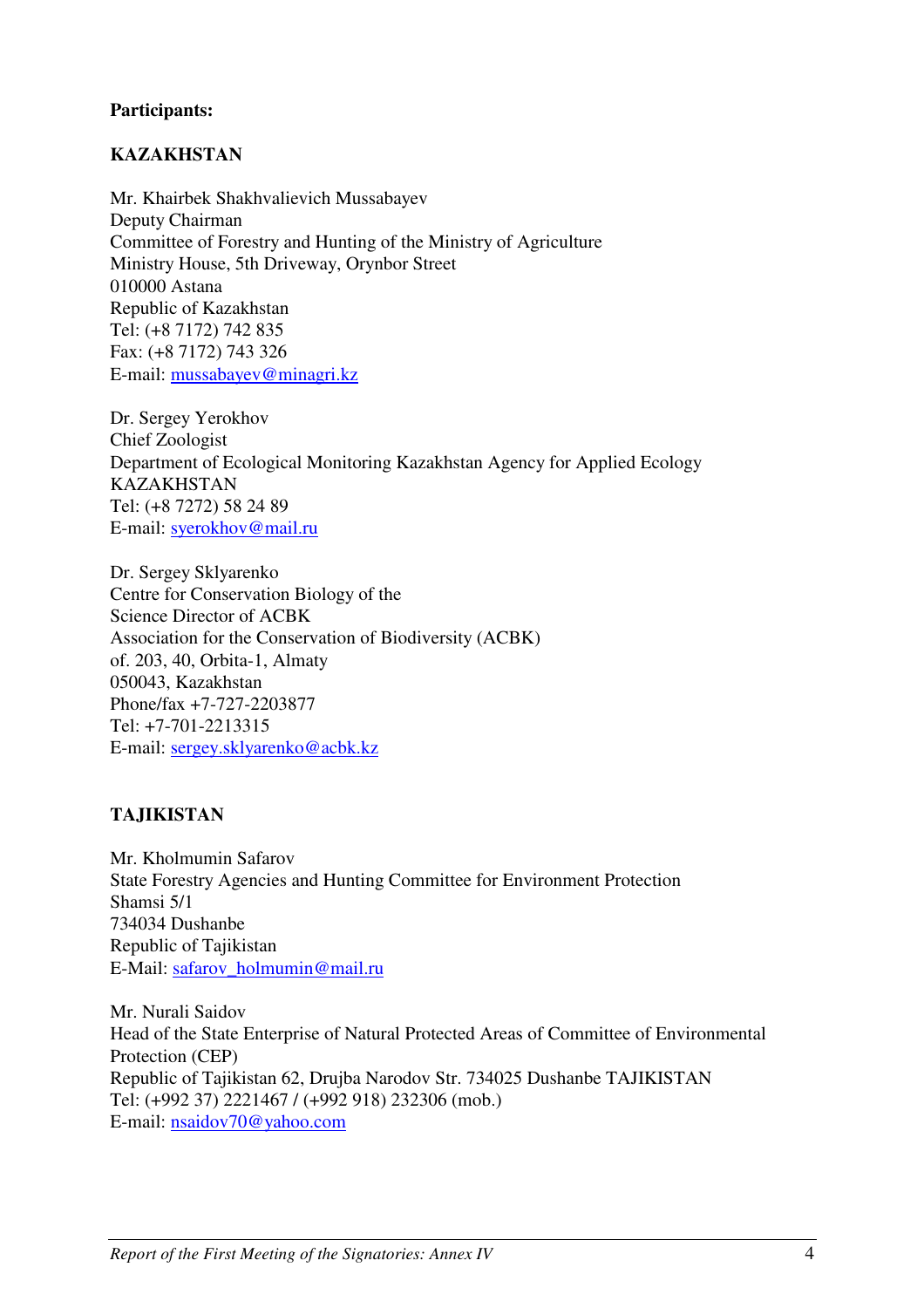**Participants:**

**KAZAKHSTAN**

Mr. Khairbek Shakhvalievich Mussabayev
Deputy Chairman
Committee of Forestry and Hunting of the Ministry of Agriculture
Ministry House, 5th Driveway, Orynbor Street
010000 Astana
Republic of Kazakhstan
Tel: (+8 7172) 742 835
Fax: (+8 7172) 743 326
E-mail: mussabayev@minagri.kz

Dr. Sergey Yerokhov
Chief Zoologist
Department of Ecological Monitoring Kazakhstan Agency for Applied Ecology
KAZAKHSTAN
Tel: (+8 7272) 58 24 89
E-mail: syerokhov@mail.ru

Dr. Sergey Sklyarenko
Centre for Conservation Biology of the
Science Director of ACBK
Association for the Conservation of Biodiversity (ACBK)
of. 203, 40, Orbita-1, Almaty
050043, Kazakhstan
Phone/fax +7-727-2203877
Tel: +7-701-2213315
E-mail: sergey.sklyarenko@acbk.kz

**TAJIKISTAN**

Mr. Kholmumin Safarov
State Forestry Agencies and Hunting Committee for Environment Protection
Shamsi 5/1
734034 Dushanbe
Republic of Tajikistan
E-Mail: safarov_holmumin@mail.ru

Mr. Nurali Saidov
Head of the State Enterprise of Natural Protected Areas of Committee of Environmental Protection (CEP)
Republic of Tajikistan 62, Drujba Narodov Str. 734025 Dushanbe TAJIKISTAN
Tel: (+992 37) 2221467 / (+992 918) 232306 (mob.)
E-mail: nsaidov70@yahoo.com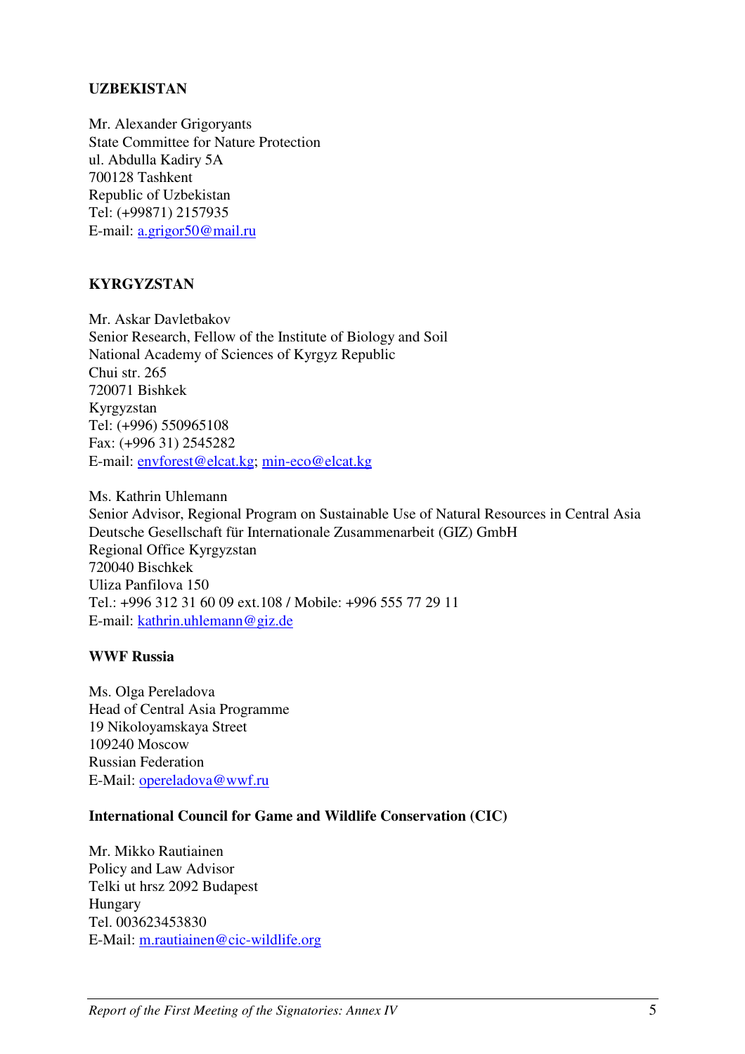**UZBEKISTAN**

Mr. Alexander Grigoryants
State Committee for Nature Protection
ul. Abdulla Kadiry 5A
700128 Tashkent
Republic of Uzbekistan
Tel: (+99871) 2157935
E-mail: a.grigor50@mail.ru

**KYRGYZSTAN**

Mr. Askar Davletbakov
Senior Research, Fellow of the Institute of Biology and Soil
National Academy of Sciences of Kyrgyz Republic
Chui str. 265
720071 Bishkek
Kyrgyzstan
Tel: (+996) 550965108
Fax: (+996 31) 2545282
E-mail: envforest@elcat.kg; min-eco@elcat.kg

Ms. Kathrin Uhlemann
Senior Advisor, Regional Program on Sustainable Use of Natural Resources in Central Asia
Deutsche Gesellschaft für Internationale Zusammenarbeit (GIZ) GmbH
Regional Office Kyrgyzstan
720040 Bischkek
Uliza Panfilova 150
Tel.: +996 312 31 60 09 ext.108 / Mobile: +996 555 77 29 11
E-mail: kathrin.uhlemann@giz.de

**WWF Russia**

Ms. Olga Pereladova
Head of Central Asia Programme
19 Nikoloyamskaya Street
109240 Moscow
Russian Federation
E-Mail: opereladova@wwf.ru

**International Council for Game and Wildlife Conservation (CIC)**

Mr. Mikko Rautiainen
Policy and Law Advisor
Telki ut hrsz 2092 Budapest
Hungary
Tel. 003623453830
E-Mail: m.rautiainen@cic-wildlife.org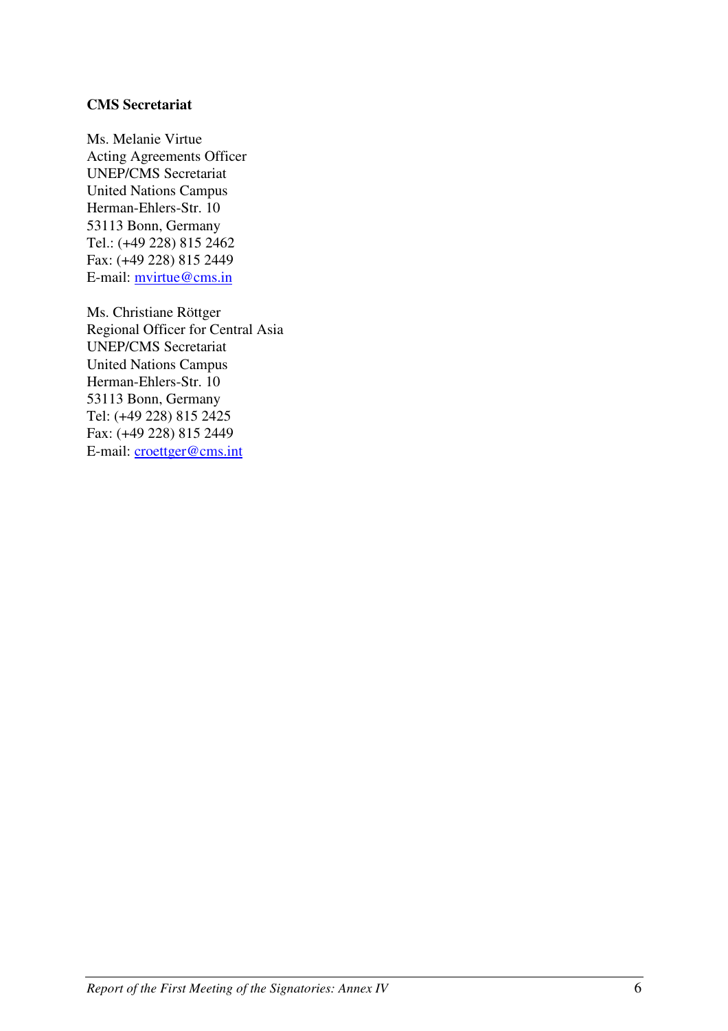**CMS Secretariat**

Ms. Melanie Virtue
Acting Agreements Officer
UNEP/CMS Secretariat
United Nations Campus
Herman-Ehlers-Str. 10
53113 Bonn, Germany
Tel.: (+49 228) 815 2462
Fax: (+49 228) 815 2449
E-mail: mvirtue@cms.in

Ms. Christiane Röttger
Regional Officer for Central Asia
UNEP/CMS Secretariat
United Nations Campus
Herman-Ehlers-Str. 10
53113 Bonn, Germany
Tel: (+49 228) 815 2425
Fax: (+49 228) 815 2449
E-mail: croettger@cms.int